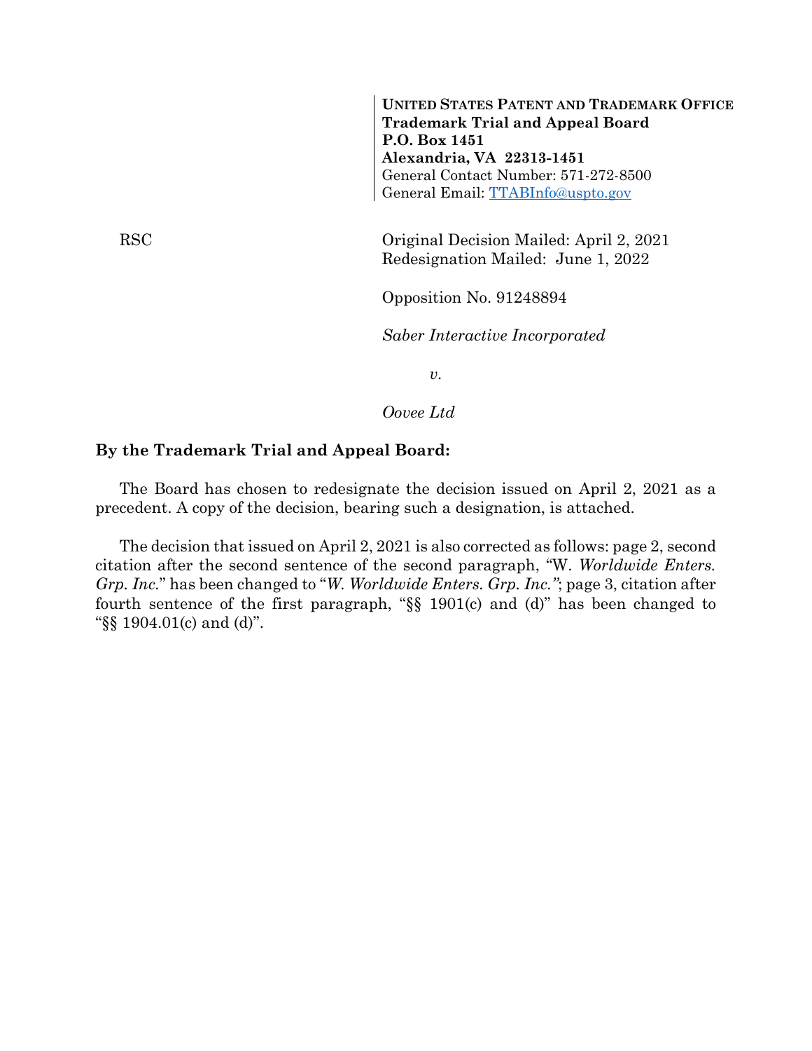**UNITED STATES PATENT AND TRADEMARK OFFICE**
**Trademark Trial and Appeal Board**
**P.O. Box 1451**
**Alexandria, VA 22313-1451**
General Contact Number: 571-272-8500
General Email: TTABInfo@uspto.gov

RSC

Original Decision Mailed: April 2, 2021
Redesignation Mailed: June 1, 2022

Opposition No. 91248894

*Saber Interactive Incorporated*

*v.*

*Oovee Ltd*

**By the Trademark Trial and Appeal Board:**

The Board has chosen to redesignate the decision issued on April 2, 2021 as a precedent. A copy of the decision, bearing such a designation, is attached.

The decision that issued on April 2, 2021 is also corrected as follows: page 2, second citation after the second sentence of the second paragraph, "W. *Worldwide Enters. Grp. Inc.*" has been changed to "*W. Worldwide Enters. Grp. Inc."*; page 3, citation after fourth sentence of the first paragraph, "§§ 1901(c) and (d)" has been changed to "§§ 1904.01(c) and (d)".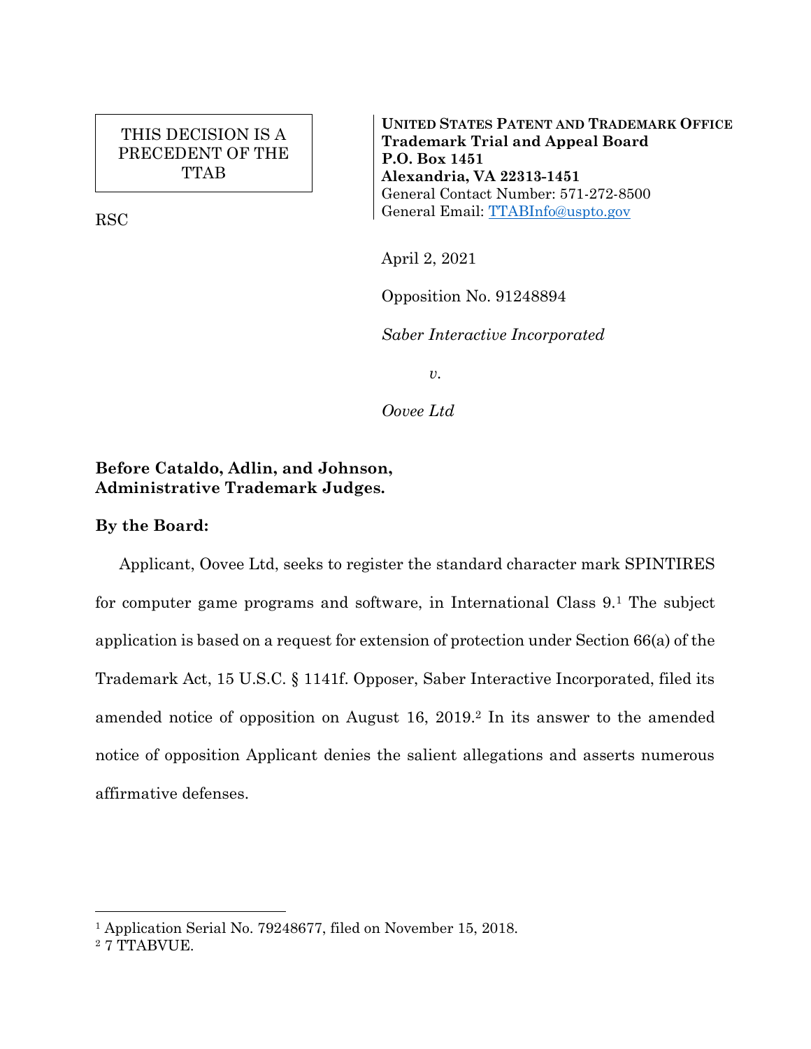THIS DECISION IS A PRECEDENT OF THE TTAB

RSC

**UNITED STATES PATENT AND TRADEMARK OFFICE**
**Trademark Trial and Appeal Board**
**P.O. Box 1451**
**Alexandria, VA 22313-1451**
General Contact Number: 571-272-8500
General Email: TTABInfo@uspto.gov

April 2, 2021

Opposition No. 91248894

*Saber Interactive Incorporated*

*v.*

*Oovee Ltd*

**Before Cataldo, Adlin, and Johnson, Administrative Trademark Judges.**

**By the Board:**

Applicant, Oovee Ltd, seeks to register the standard character mark SPINTIRES for computer game programs and software, in International Class 9.[1] The subject application is based on a request for extension of protection under Section 66(a) of the Trademark Act, 15 U.S.C. § 1141f. Opposer, Saber Interactive Incorporated, filed its amended notice of opposition on August 16, 2019.[2] In its answer to the amended notice of opposition Applicant denies the salient allegations and asserts numerous affirmative defenses.

---

[1] Application Serial No. 79248677, filed on November 15, 2018.

[2] 7 TTABVUE.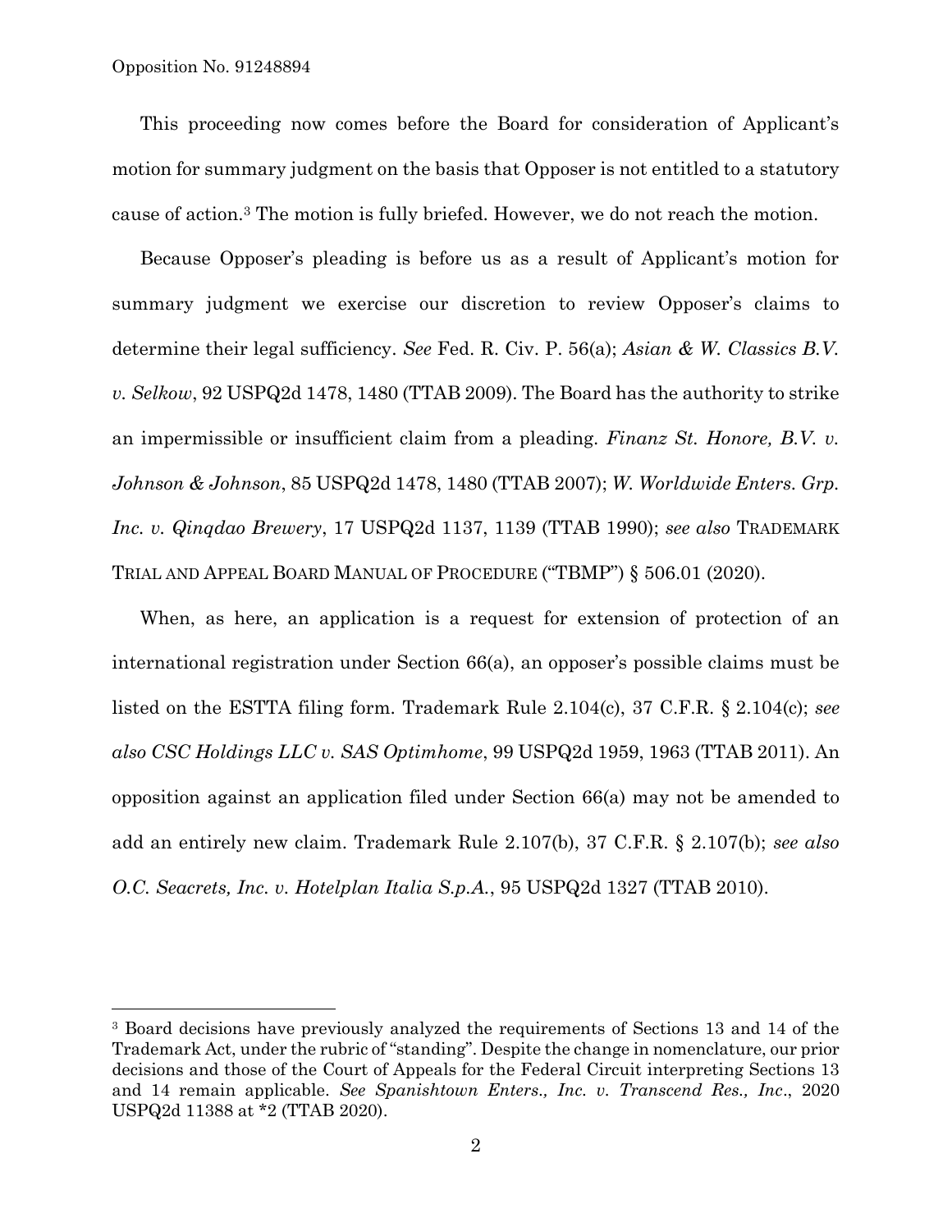This proceeding now comes before the Board for consideration of Applicant's motion for summary judgment on the basis that Opposer is not entitled to a statutory cause of action.[3] The motion is fully briefed. However, we do not reach the motion.

Because Opposer's pleading is before us as a result of Applicant's motion for summary judgment we exercise our discretion to review Opposer's claims to determine their legal sufficiency. *See* Fed. R. Civ. P. 56(a); *Asian & W. Classics B.V. v. Selkow*, 92 USPQ2d 1478, 1480 (TTAB 2009). The Board has the authority to strike an impermissible or insufficient claim from a pleading. *Finanz St. Honore, B.V. v. Johnson & Johnson*, 85 USPQ2d 1478, 1480 (TTAB 2007); *W. Worldwide Enters. Grp. Inc. v. Qinqdao Brewery*, 17 USPQ2d 1137, 1139 (TTAB 1990); *see also* TRADEMARK TRIAL AND APPEAL BOARD MANUAL OF PROCEDURE ("TBMP") § 506.01 (2020).

When, as here, an application is a request for extension of protection of an international registration under Section 66(a), an opposer's possible claims must be listed on the ESTTA filing form. Trademark Rule 2.104(c), 37 C.F.R. § 2.104(c); *see also CSC Holdings LLC v. SAS Optimhome*, 99 USPQ2d 1959, 1963 (TTAB 2011). An opposition against an application filed under Section 66(a) may not be amended to add an entirely new claim. Trademark Rule 2.107(b), 37 C.F.R. § 2.107(b); *see also O.C. Seacrets, Inc. v. Hotelplan Italia S.p.A.*, 95 USPQ2d 1327 (TTAB 2010).

---

[3] Board decisions have previously analyzed the requirements of Sections 13 and 14 of the Trademark Act, under the rubric of "standing". Despite the change in nomenclature, our prior decisions and those of the Court of Appeals for the Federal Circuit interpreting Sections 13 and 14 remain applicable. *See Spanishtown Enters., Inc. v. Transcend Res., Inc*., 2020 USPQ2d 11388 at *2 (TTAB 2020).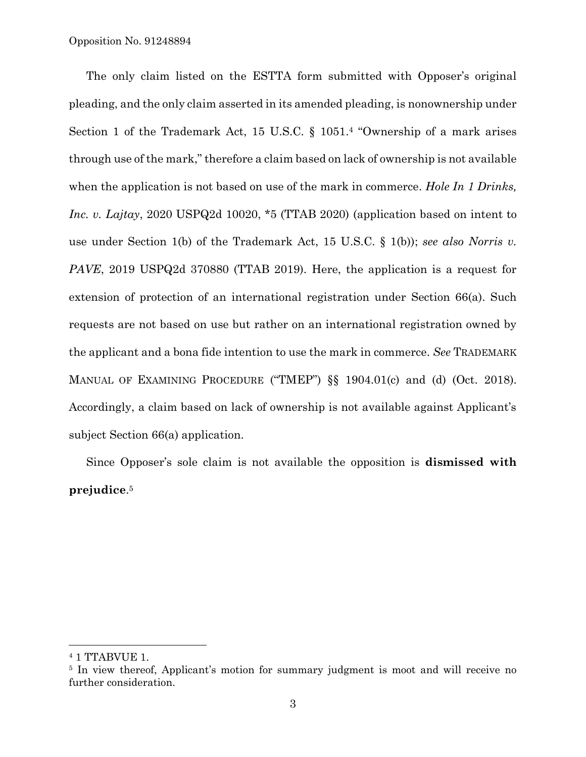The only claim listed on the ESTTA form submitted with Opposer's original pleading, and the only claim asserted in its amended pleading, is nonownership under Section 1 of the Trademark Act, 15 U.S.C. § 1051.[4] "Ownership of a mark arises through use of the mark," therefore a claim based on lack of ownership is not available when the application is not based on use of the mark in commerce. *Hole In 1 Drinks, Inc. v. Lajtay*, 2020 USPQ2d 10020, *5 (TTAB 2020) (application based on intent to use under Section 1(b) of the Trademark Act, 15 U.S.C. § 1(b)); *see also Norris v. PAVE*, 2019 USPQ2d 370880 (TTAB 2019). Here, the application is a request for extension of protection of an international registration under Section 66(a). Such requests are not based on use but rather on an international registration owned by the applicant and a bona fide intention to use the mark in commerce. *See* TRADEMARK MANUAL OF EXAMINING PROCEDURE ("TMEP") §§ 1904.01(c) and (d) (Oct. 2018). Accordingly, a claim based on lack of ownership is not available against Applicant's subject Section 66(a) application.

Since Opposer's sole claim is not available the opposition is **dismissed with prejudice**.[5]

---

[4] 1 TTABVUE 1.

[5] In view thereof, Applicant's motion for summary judgment is moot and will receive no further consideration.